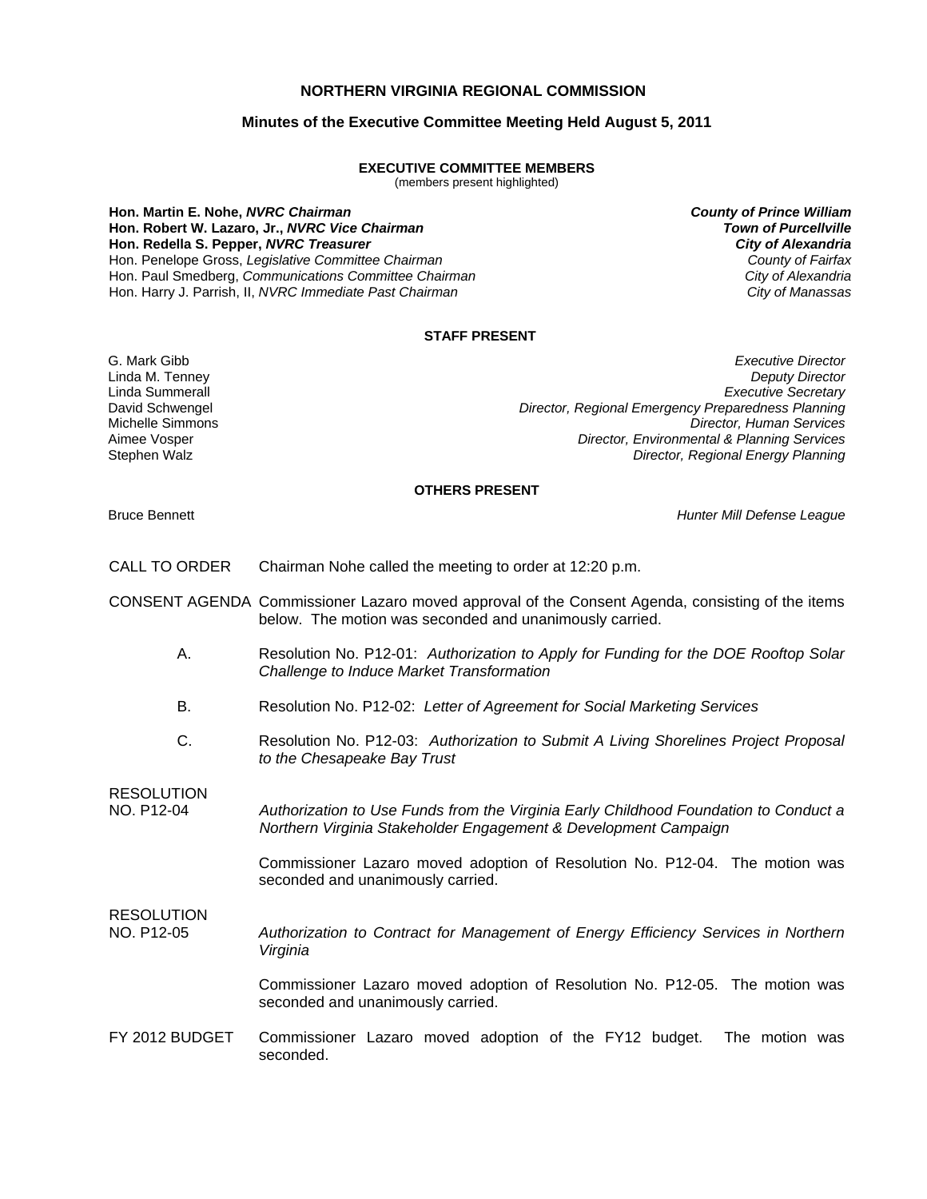# NORTHERN VIRGINIA REGIONAL COMMISSION

## Minutes of the Executive Committee Meeting Held August 5, 2011

### EXECUTIVE COMMITTEE MEMBERS

(members present highlighted)

**Hon. Martin E. Nohe, *NVRC Chairman*** — ***County of Prince William***
**Hon. Robert W. Lazaro, Jr., *NVRC Vice Chairman*** — ***Town of Purcellville***
**Hon. Redella S. Pepper, *NVRC Treasurer*** — ***City of Alexandria***
Hon. Penelope Gross, *Legislative Committee Chairman* — *County of Fairfax*
Hon. Paul Smedberg, *Communications Committee Chairman* — *City of Alexandria*
Hon. Harry J. Parrish, II, *NVRC Immediate Past Chairman* — *City of Manassas*

### STAFF PRESENT

G. Mark Gibb — *Executive Director*
Linda M. Tenney — *Deputy Director*
Linda Summerall — *Executive Secretary*
David Schwengel — *Director, Regional Emergency Preparedness Planning*
Michelle Simmons — *Director, Human Services*
Aimee Vosper — *Director, Environmental & Planning Services*
Stephen Walz — *Director, Regional Energy Planning*

### OTHERS PRESENT

Bruce Bennett — *Hunter Mill Defense League*

CALL TO ORDER — Chairman Nohe called the meeting to order at 12:20 p.m.

CONSENT AGENDA — Commissioner Lazaro moved approval of the Consent Agenda, consisting of the items below. The motion was seconded and unanimously carried.

A. Resolution No. P12-01: *Authorization to Apply for Funding for the DOE Rooftop Solar Challenge to Induce Market Transformation*

B. Resolution No. P12-02: *Letter of Agreement for Social Marketing Services*

C. Resolution No. P12-03: *Authorization to Submit A Living Shorelines Project Proposal to the Chesapeake Bay Trust*

RESOLUTION NO. P12-04 — *Authorization to Use Funds from the Virginia Early Childhood Foundation to Conduct a Northern Virginia Stakeholder Engagement & Development Campaign*

Commissioner Lazaro moved adoption of Resolution No. P12-04. The motion was seconded and unanimously carried.

RESOLUTION NO. P12-05 — *Authorization to Contract for Management of Energy Efficiency Services in Northern Virginia*

Commissioner Lazaro moved adoption of Resolution No. P12-05. The motion was seconded and unanimously carried.

FY 2012 BUDGET — Commissioner Lazaro moved adoption of the FY12 budget. The motion was seconded.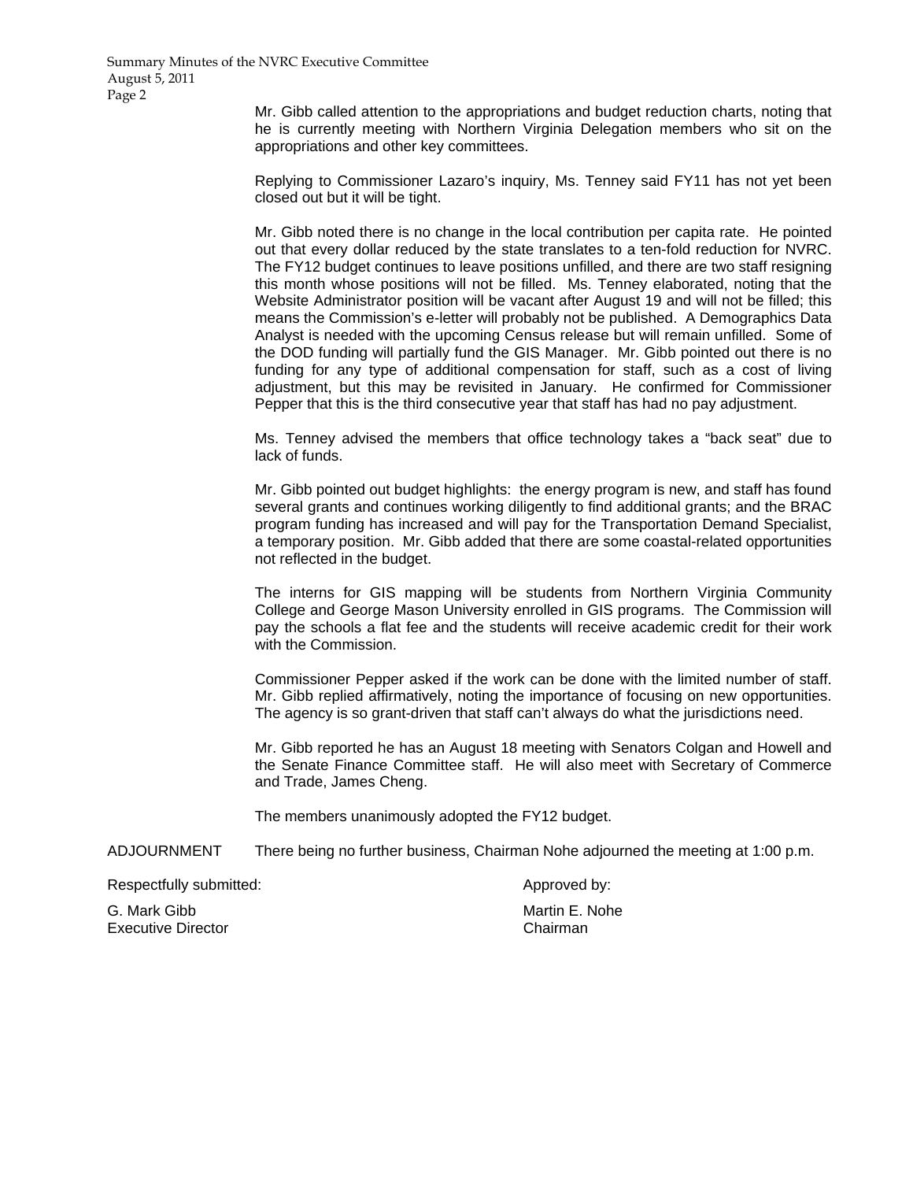Mr. Gibb called attention to the appropriations and budget reduction charts, noting that he is currently meeting with Northern Virginia Delegation members who sit on the appropriations and other key committees.

Replying to Commissioner Lazaro's inquiry, Ms. Tenney said FY11 has not yet been closed out but it will be tight.

Mr. Gibb noted there is no change in the local contribution per capita rate. He pointed out that every dollar reduced by the state translates to a ten-fold reduction for NVRC. The FY12 budget continues to leave positions unfilled, and there are two staff resigning this month whose positions will not be filled. Ms. Tenney elaborated, noting that the Website Administrator position will be vacant after August 19 and will not be filled; this means the Commission's e-letter will probably not be published. A Demographics Data Analyst is needed with the upcoming Census release but will remain unfilled. Some of the DOD funding will partially fund the GIS Manager. Mr. Gibb pointed out there is no funding for any type of additional compensation for staff, such as a cost of living adjustment, but this may be revisited in January. He confirmed for Commissioner Pepper that this is the third consecutive year that staff has had no pay adjustment.

Ms. Tenney advised the members that office technology takes a "back seat" due to lack of funds.

Mr. Gibb pointed out budget highlights: the energy program is new, and staff has found several grants and continues working diligently to find additional grants; and the BRAC program funding has increased and will pay for the Transportation Demand Specialist, a temporary position. Mr. Gibb added that there are some coastal-related opportunities not reflected in the budget.

The interns for GIS mapping will be students from Northern Virginia Community College and George Mason University enrolled in GIS programs. The Commission will pay the schools a flat fee and the students will receive academic credit for their work with the Commission.

Commissioner Pepper asked if the work can be done with the limited number of staff. Mr. Gibb replied affirmatively, noting the importance of focusing on new opportunities. The agency is so grant-driven that staff can't always do what the jurisdictions need.

Mr. Gibb reported he has an August 18 meeting with Senators Colgan and Howell and the Senate Finance Committee staff. He will also meet with Secretary of Commerce and Trade, James Cheng.

The members unanimously adopted the FY12 budget.

ADJOURNMENT There being no further business, Chairman Nohe adjourned the meeting at 1:00 p.m.

Respectfully submitted:

G. Mark Gibb
Executive Director

Approved by:

Martin E. Nohe
Chairman